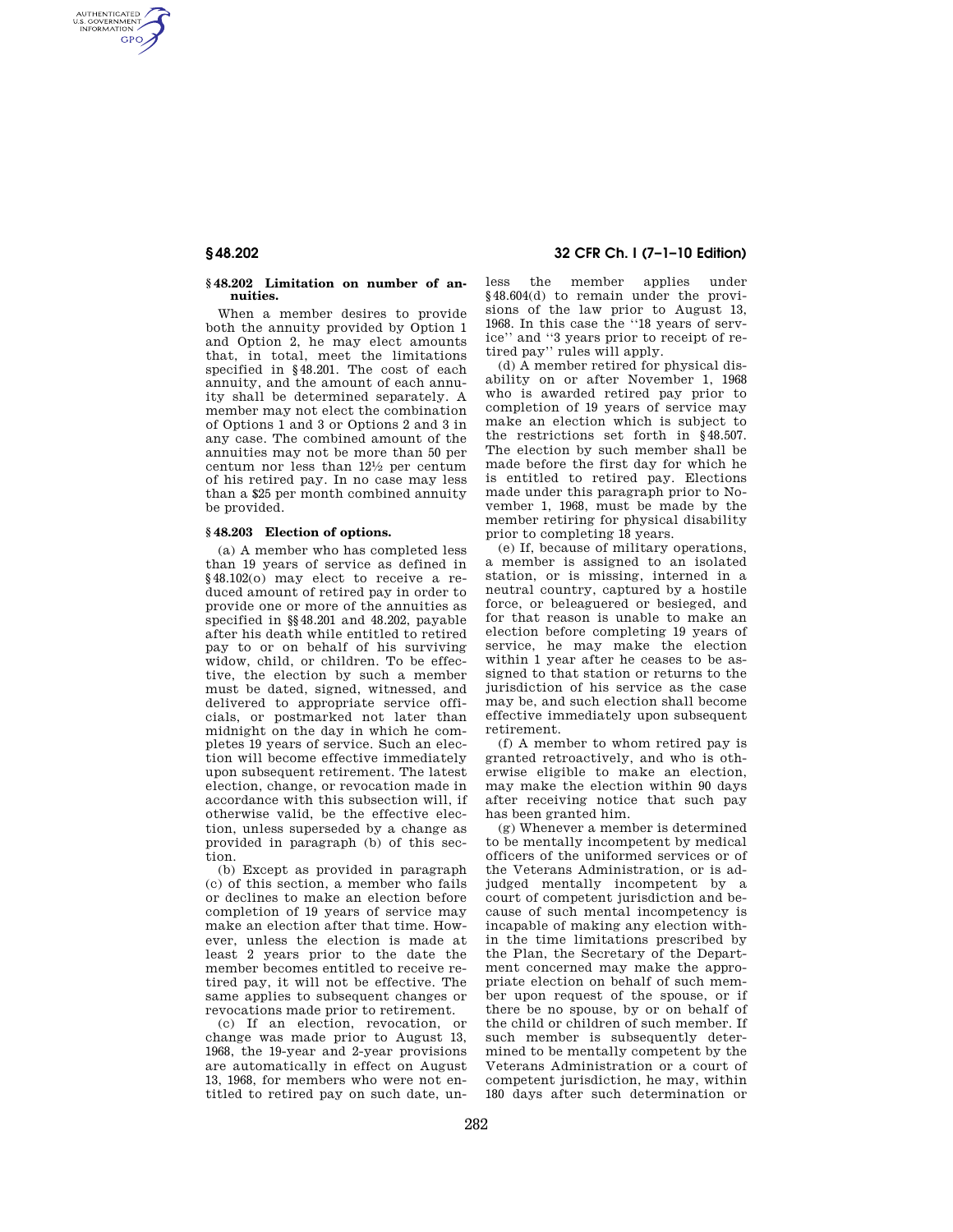### § 48.202 Limitation on number of annuities.

When a member desires to provide both the annuity provided by Option 1 and Option 2, he may elect amounts that, in total, meet the limitations specified in § 48.201. The cost of each annuity, and the amount of each annuity shall be determined separately. A member may not elect the combination of Options 1 and 3 or Options 2 and 3 in any case. The combined amount of the annuities may not be more than 50 per centum nor less than 12½ per centum of his retired pay. In no case may less than a $25 per month combined annuity be provided.

### § 48.203 Election of options.

(a) A member who has completed less than 19 years of service as defined in § 48.102(o) may elect to receive a reduced amount of retired pay in order to provide one or more of the annuities as specified in §§ 48.201 and 48.202, payable after his death while entitled to retired pay to or on behalf of his surviving widow, child, or children. To be effective, the election by such a member must be dated, signed, witnessed, and delivered to appropriate service officials, or postmarked not later than midnight on the day in which he completes 19 years of service. Such an election will become effective immediately upon subsequent retirement. The latest election, change, or revocation made in accordance with this subsection will, if otherwise valid, be the effective election, unless superseded by a change as provided in paragraph (b) of this section.

(b) Except as provided in paragraph (c) of this section, a member who fails or declines to make an election before completion of 19 years of service may make an election after that time. However, unless the election is made at least 2 years prior to the date the member becomes entitled to receive retired pay, it will not be effective. The same applies to subsequent changes or revocations made prior to retirement.

(c) If an election, revocation, or change was made prior to August 13, 1968, the 19-year and 2-year provisions are automatically in effect on August 13, 1968, for members who were not entitled to retired pay on such date, unless the member applies under § 48.604(d) to remain under the provisions of the law prior to August 13, 1968. In this case the ''18 years of service'' and ''3 years prior to receipt of retired pay'' rules will apply.

(d) A member retired for physical disability on or after November 1, 1968 who is awarded retired pay prior to completion of 19 years of service may make an election which is subject to the restrictions set forth in § 48.507. The election by such member shall be made before the first day for which he is entitled to retired pay. Elections made under this paragraph prior to November 1, 1968, must be made by the member retiring for physical disability prior to completing 18 years.

(e) If, because of military operations, a member is assigned to an isolated station, or is missing, interned in a neutral country, captured by a hostile force, or beleaguered or besieged, and for that reason is unable to make an election before completing 19 years of service, he may make the election within 1 year after he ceases to be assigned to that station or returns to the jurisdiction of his service as the case may be, and such election shall become effective immediately upon subsequent retirement.

(f) A member to whom retired pay is granted retroactively, and who is otherwise eligible to make an election, may make the election within 90 days after receiving notice that such pay has been granted him.

(g) Whenever a member is determined to be mentally incompetent by medical officers of the uniformed services or of the Veterans Administration, or is adjudged mentally incompetent by a court of competent jurisdiction and because of such mental incompetency is incapable of making any election within the time limitations prescribed by the Plan, the Secretary of the Department concerned may make the appropriate election on behalf of such member upon request of the spouse, or if there be no spouse, by or on behalf of the child or children of such member. If such member is subsequently determined to be mentally competent by the Veterans Administration or a court of competent jurisdiction, he may, within 180 days after such determination or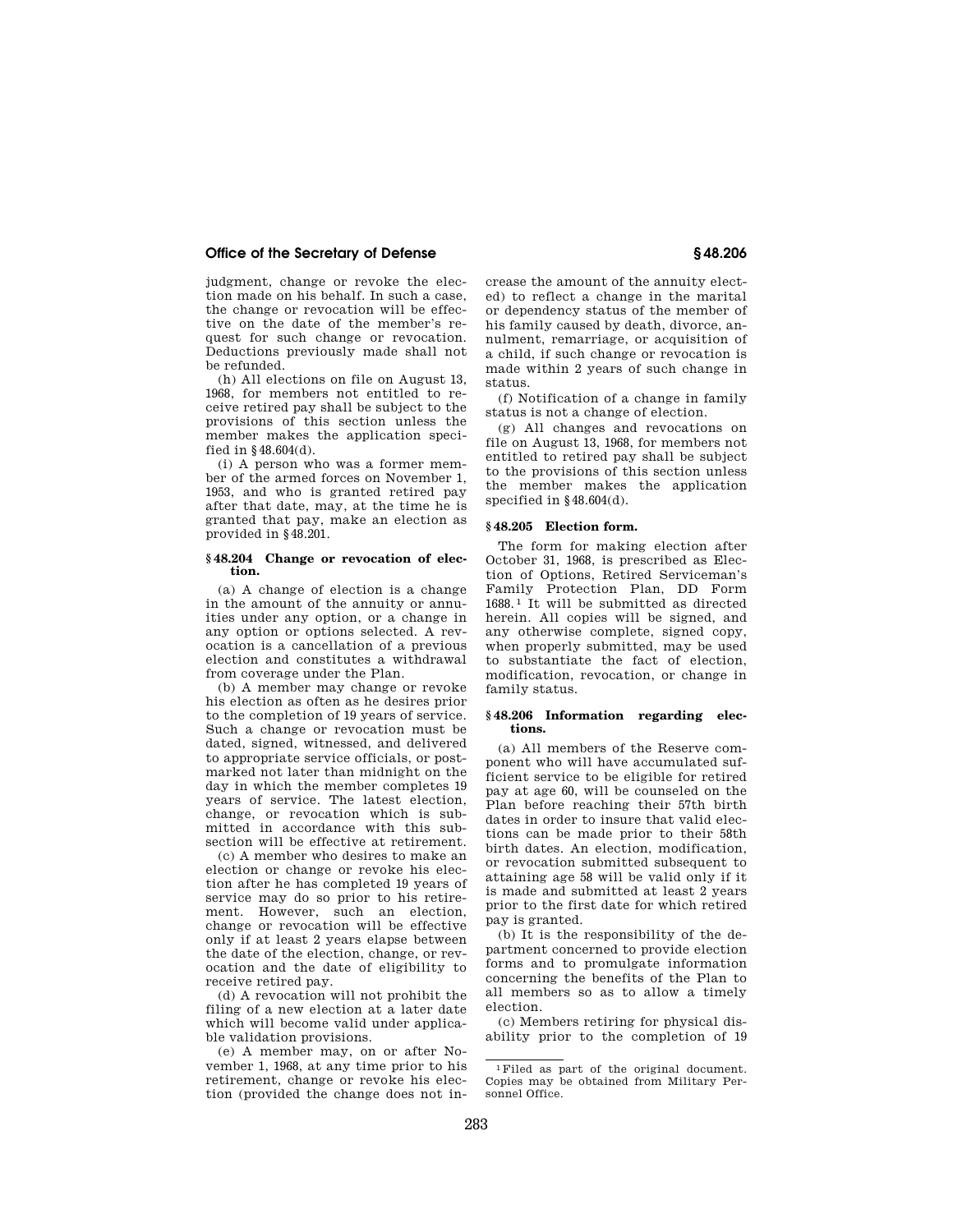judgment, change or revoke the election made on his behalf. In such a case, the change or revocation will be effective on the date of the member's request for such change or revocation. Deductions previously made shall not be refunded.

(h) All elections on file on August 13, 1968, for members not entitled to receive retired pay shall be subject to the provisions of this section unless the member makes the application specified in §48.604(d).

(i) A person who was a former member of the armed forces on November 1, 1953, and who is granted retired pay after that date, may, at the time he is granted that pay, make an election as provided in §48.201.

### §48.204 Change or revocation of election.

(a) A change of election is a change in the amount of the annuity or annuities under any option, or a change in any option or options selected. A revocation is a cancellation of a previous election and constitutes a withdrawal from coverage under the Plan.

(b) A member may change or revoke his election as often as he desires prior to the completion of 19 years of service. Such a change or revocation must be dated, signed, witnessed, and delivered to appropriate service officials, or postmarked not later than midnight on the day in which the member completes 19 years of service. The latest election, change, or revocation which is submitted in accordance with this subsection will be effective at retirement.

(c) A member who desires to make an election or change or revoke his election after he has completed 19 years of service may do so prior to his retirement. However, such an election, change or revocation will be effective only if at least 2 years elapse between the date of the election, change, or revocation and the date of eligibility to receive retired pay.

(d) A revocation will not prohibit the filing of a new election at a later date which will become valid under applicable validation provisions.

(e) A member may, on or after November 1, 1968, at any time prior to his retirement, change or revoke his election (provided the change does not increase the amount of the annuity elected) to reflect a change in the marital or dependency status of the member of his family caused by death, divorce, annulment, remarriage, or acquisition of a child, if such change or revocation is made within 2 years of such change in status.

(f) Notification of a change in family status is not a change of election.

(g) All changes and revocations on file on August 13, 1968, for members not entitled to retired pay shall be subject to the provisions of this section unless the member makes the application specified in §48.604(d).

### §48.205 Election form.

The form for making election after October 31, 1968, is prescribed as Election of Options, Retired Serviceman's Family Protection Plan, DD Form 1688.[1] It will be submitted as directed herein. All copies will be signed, and any otherwise complete, signed copy, when properly submitted, may be used to substantiate the fact of election, modification, revocation, or change in family status.

### §48.206 Information regarding elections.

(a) All members of the Reserve component who will have accumulated sufficient service to be eligible for retired pay at age 60, will be counseled on the Plan before reaching their 57th birth dates in order to insure that valid elections can be made prior to their 58th birth dates. An election, modification, or revocation submitted subsequent to attaining age 58 will be valid only if it is made and submitted at least 2 years prior to the first date for which retired pay is granted.

(b) It is the responsibility of the department concerned to provide election forms and to promulgate information concerning the benefits of the Plan to all members so as to allow a timely election.

(c) Members retiring for physical disability prior to the completion of 19

[1] Filed as part of the original document. Copies may be obtained from Military Personnel Office.